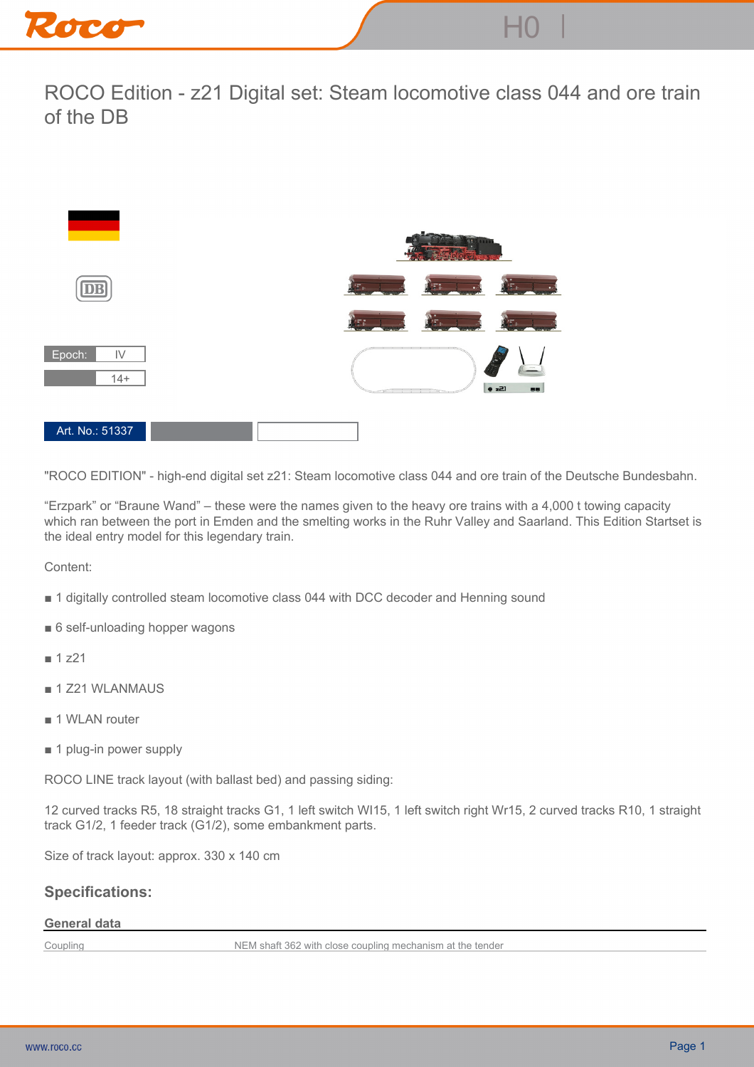# ROCO Edition - z21 Digital set: Steam locomotive class 044 and ore train of the DB

| Epoch: | IV |
|---|---|
| | 14+ |

Art. No.: 51337

"ROCO EDITION" - high-end digital set z21: Steam locomotive class 044 and ore train of the Deutsche Bundesbahn.

“Erzpark” or “Braune Wand” – these were the names given to the heavy ore trains with a 4,000 t towing capacity which ran between the port in Emden and the smelting works in the Ruhr Valley and Saarland. This Edition Startset is the ideal entry model for this legendary train.

Content:

- 1 digitally controlled steam locomotive class 044 with DCC decoder and Henning sound
- 6 self-unloading hopper wagons
- 1 z21
- 1 Z21 WLANMAUS
- 1 WLAN router
- 1 plug-in power supply

ROCO LINE track layout (with ballast bed) and passing siding:

12 curved tracks R5, 18 straight tracks G1, 1 left switch Wl15, 1 left switch right Wr15, 2 curved tracks R10, 1 straight track G1/2, 1 feeder track (G1/2), some embankment parts.

Size of track layout: approx. 330 x 140 cm

## Specifications:

### General data

| | |
|---|---|
| Coupling | NEM shaft 362 with close coupling mechanism at the tender |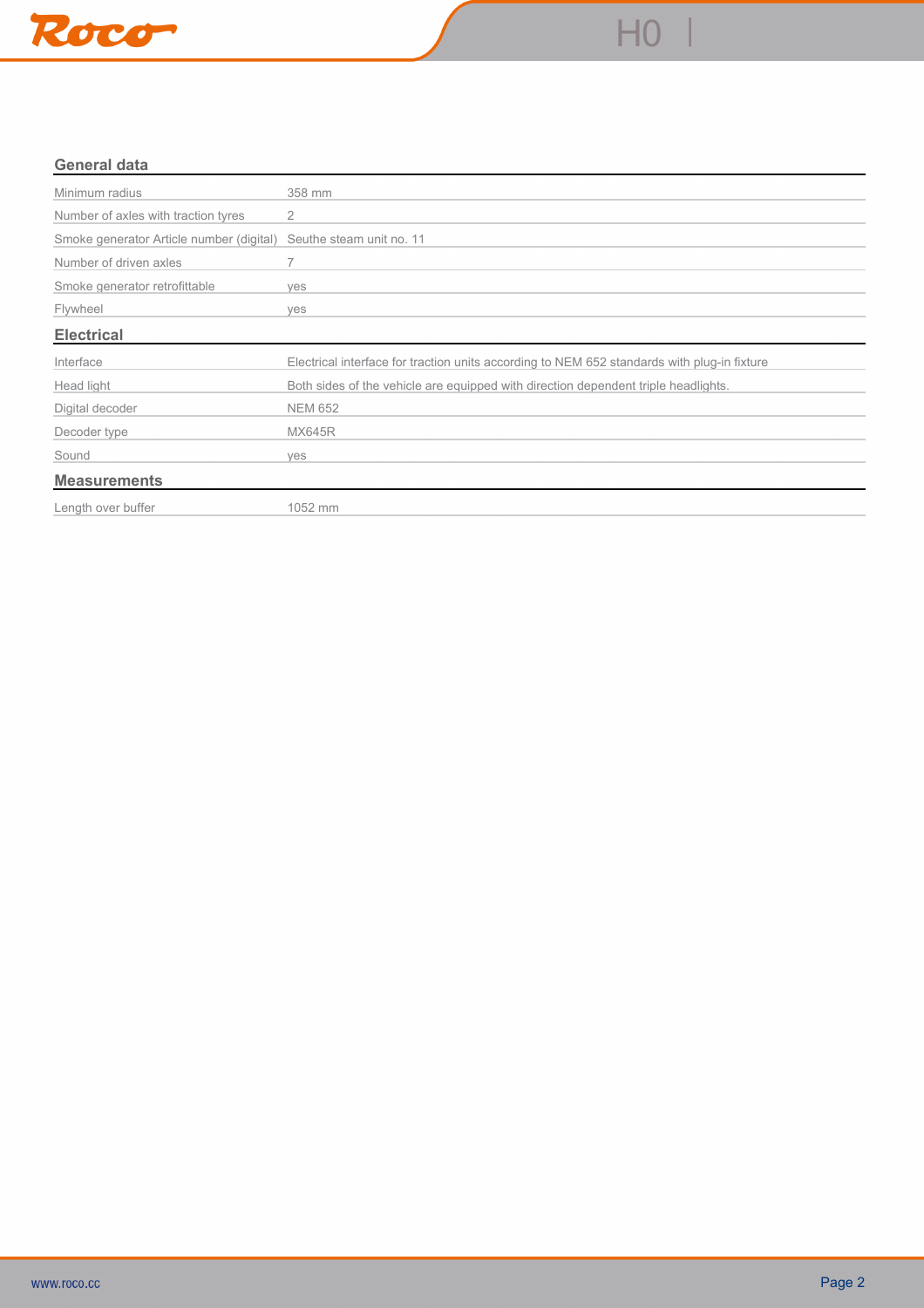## General data

| | |
|---|---|
| Minimum radius | 358 mm |
| Number of axles with traction tyres | 2 |
| Smoke generator Article number (digital) | Seuthe steam unit no. 11 |
| Number of driven axles | 7 |
| Smoke generator retrofittable | yes |
| Flywheel | yes |

## Electrical

| | |
|---|---|
| Interface | Electrical interface for traction units according to NEM 652 standards with plug-in fixture |
| Head light | Both sides of the vehicle are equipped with direction dependent triple headlights. |
| Digital decoder | NEM 652 |
| Decoder type | MX645R |
| Sound | yes |

## Measurements

| | |
|---|---|
| Length over buffer | 1052 mm |